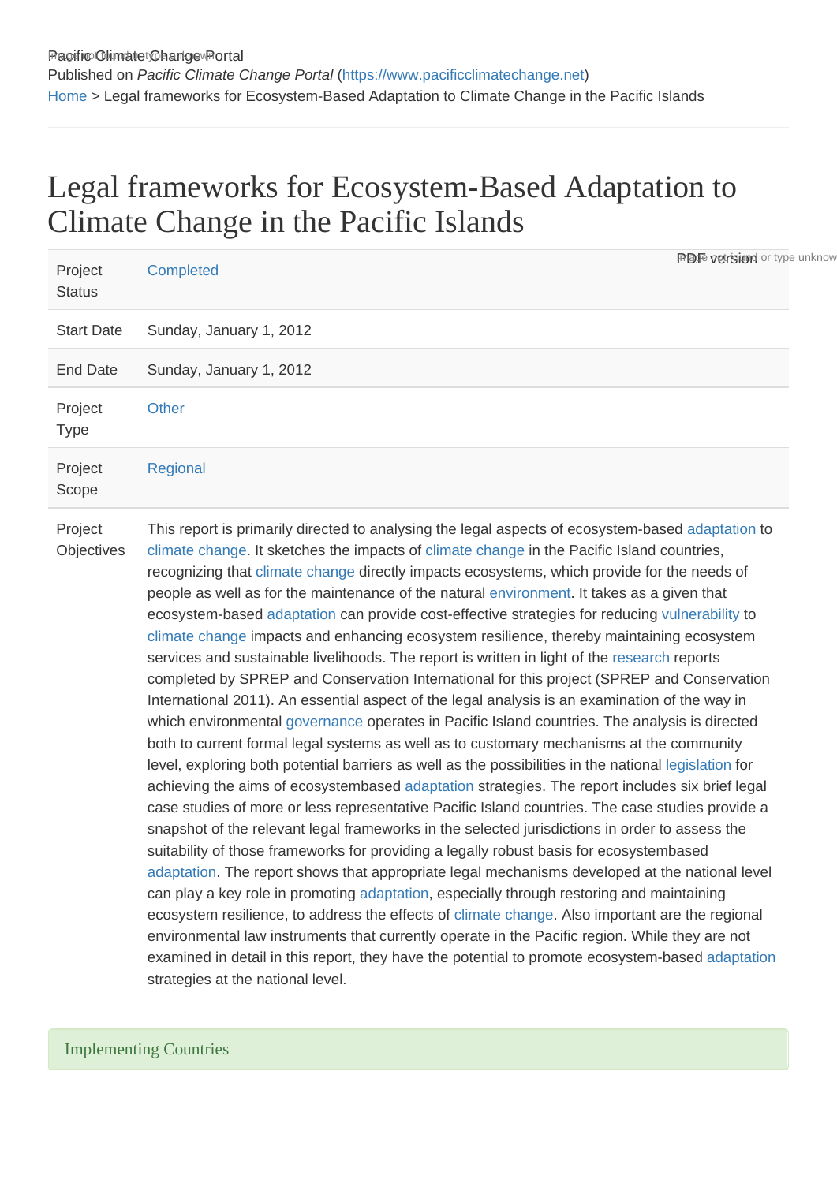Published on *Pacific Climate Change Portal* (https://www.pacificclimatechange.net)

Home > Legal frameworks for Ecosystem-Based Adaptation to Climate Change in the Pacific Islands

# Legal frameworks for Ecosystem-Based Adaptation to Climate Change in the Pacific Islands

| | |
|---|---|
| Project Status | Completed |
| Start Date | Sunday, January 1, 2012 |
| End Date | Sunday, January 1, 2012 |
| Project Type | Other |
| Project Scope | Regional |
| Project Objectives | This report is primarily directed to analysing the legal aspects of ecosystem-based adaptation to climate change. It sketches the impacts of climate change in the Pacific Island countries, recognizing that climate change directly impacts ecosystems, which provide for the needs of people as well as for the maintenance of the natural environment. It takes as a given that ecosystem-based adaptation can provide cost-effective strategies for reducing vulnerability to climate change impacts and enhancing ecosystem resilience, thereby maintaining ecosystem services and sustainable livelihoods. The report is written in light of the research reports completed by SPREP and Conservation International for this project (SPREP and Conservation International 2011). An essential aspect of the legal analysis is an examination of the way in which environmental governance operates in Pacific Island countries. The analysis is directed both to current formal legal systems as well as to customary mechanisms at the community level, exploring both potential barriers as well as the possibilities in the national legislation for achieving the aims of ecosystembased adaptation strategies. The report includes six brief legal case studies of more or less representative Pacific Island countries. The case studies provide a snapshot of the relevant legal frameworks in the selected jurisdictions in order to assess the suitability of those frameworks for providing a legally robust basis for ecosystembased adaptation. The report shows that appropriate legal mechanisms developed at the national level can play a key role in promoting adaptation, especially through restoring and maintaining ecosystem resilience, to address the effects of climate change. Also important are the regional environmental law instruments that currently operate in the Pacific region. While they are not examined in detail in this report, they have the potential to promote ecosystem-based adaptation strategies at the national level. |

## Implementing Countries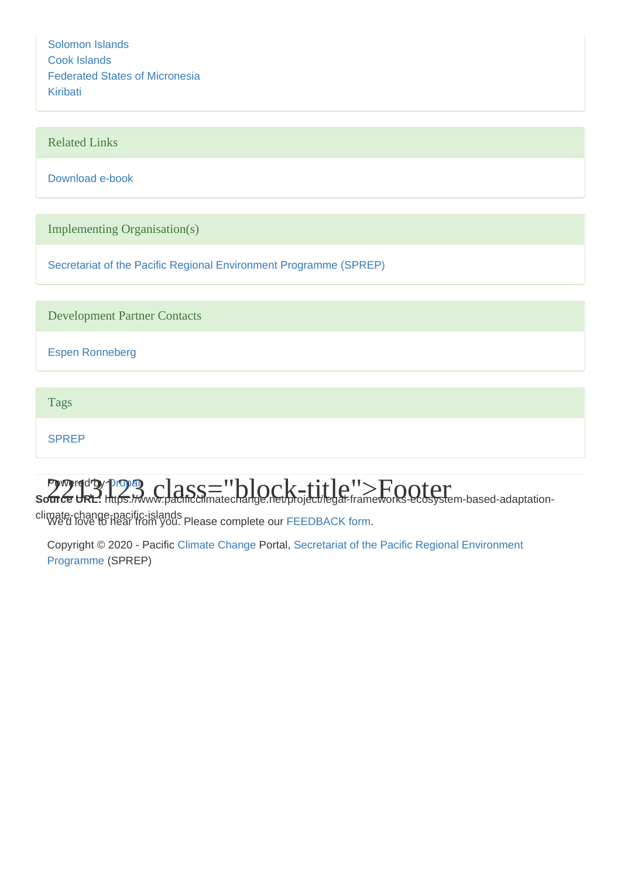Solomon Islands
Cook Islands
Federated States of Micronesia
Kiribati

### Related Links

Download e-book

### Implementing Organisation(s)

Secretariat of the Pacific Regional Environment Programme (SPREP)

### Development Partner Contacts

Espen Ronneberg

### Tags

SPREP

2213123 class="block-title">Footer

Powered by Drupal

**Source URL:** https://www.pacificclimatechange.net/project/legal-frameworks-ecosystem-based-adaptation-climate-change-pacific-islands

We'd love to hear from you. Please complete our FEEDBACK form.

Copyright © 2020 - Pacific Climate Change Portal, Secretariat of the Pacific Regional Environment Programme (SPREP)